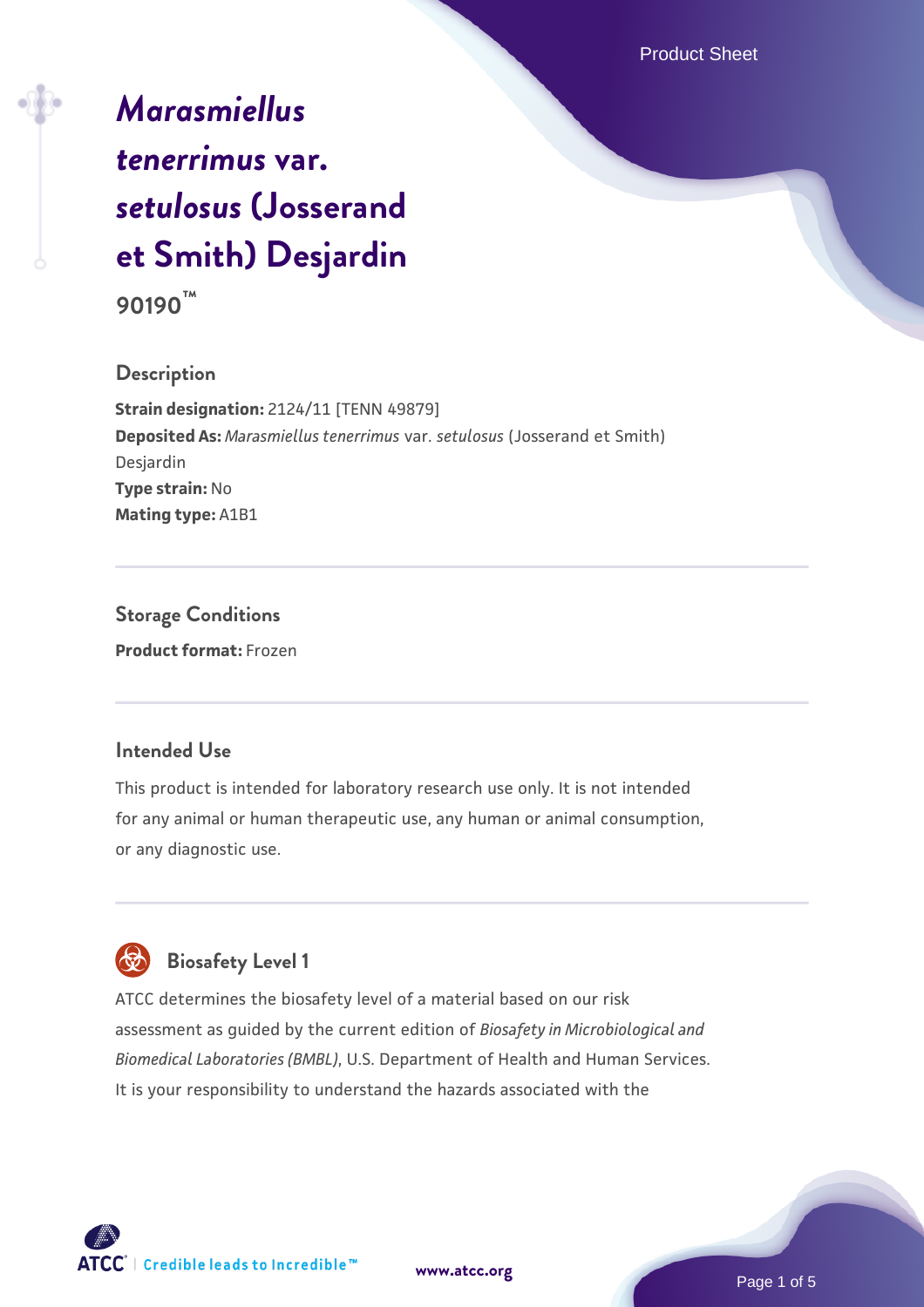# *Marasmiellus tenerrimus* var. *setulosus* (Josserand et Smith) Desjardin

**90190™**

## Description

**Strain designation:** 2124/11 [TENN 49879]

**Deposited As:** *Marasmiellus tenerrimus* var. *setulosus* (Josserand et Smith) Desjardin

**Type strain:** No

**Mating type:** A1B1

## Storage Conditions

**Product format:** Frozen

## Intended Use

This product is intended for laboratory research use only. It is not intended for any animal or human therapeutic use, any human or animal consumption, or any diagnostic use.

## Biosafety Level 1

ATCC determines the biosafety level of a material based on our risk assessment as guided by the current edition of *Biosafety in Microbiological and Biomedical Laboratories (BMBL)*, U.S. Department of Health and Human Services. It is your responsibility to understand the hazards associated with the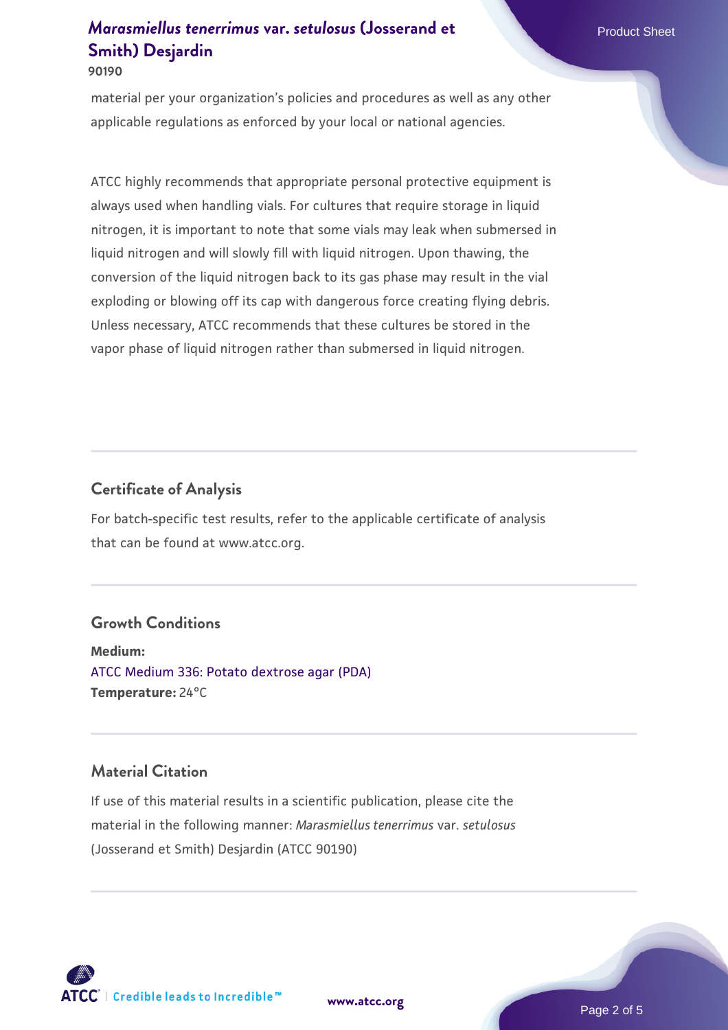material per your organization's policies and procedures as well as any other applicable regulations as enforced by your local or national agencies.

ATCC highly recommends that appropriate personal protective equipment is always used when handling vials. For cultures that require storage in liquid nitrogen, it is important to note that some vials may leak when submersed in liquid nitrogen and will slowly fill with liquid nitrogen. Upon thawing, the conversion of the liquid nitrogen back to its gas phase may result in the vial exploding or blowing off its cap with dangerous force creating flying debris. Unless necessary, ATCC recommends that these cultures be stored in the vapor phase of liquid nitrogen rather than submersed in liquid nitrogen.

## Certificate of Analysis

For batch-specific test results, refer to the applicable certificate of analysis that can be found at www.atcc.org.

## Growth Conditions

**Medium:**
ATCC Medium 336: Potato dextrose agar (PDA)
**Temperature:** 24°C

## Material Citation

If use of this material results in a scientific publication, please cite the material in the following manner: *Marasmiellus tenerrimus* var. *setulosus* (Josserand et Smith) Desjardin (ATCC 90190)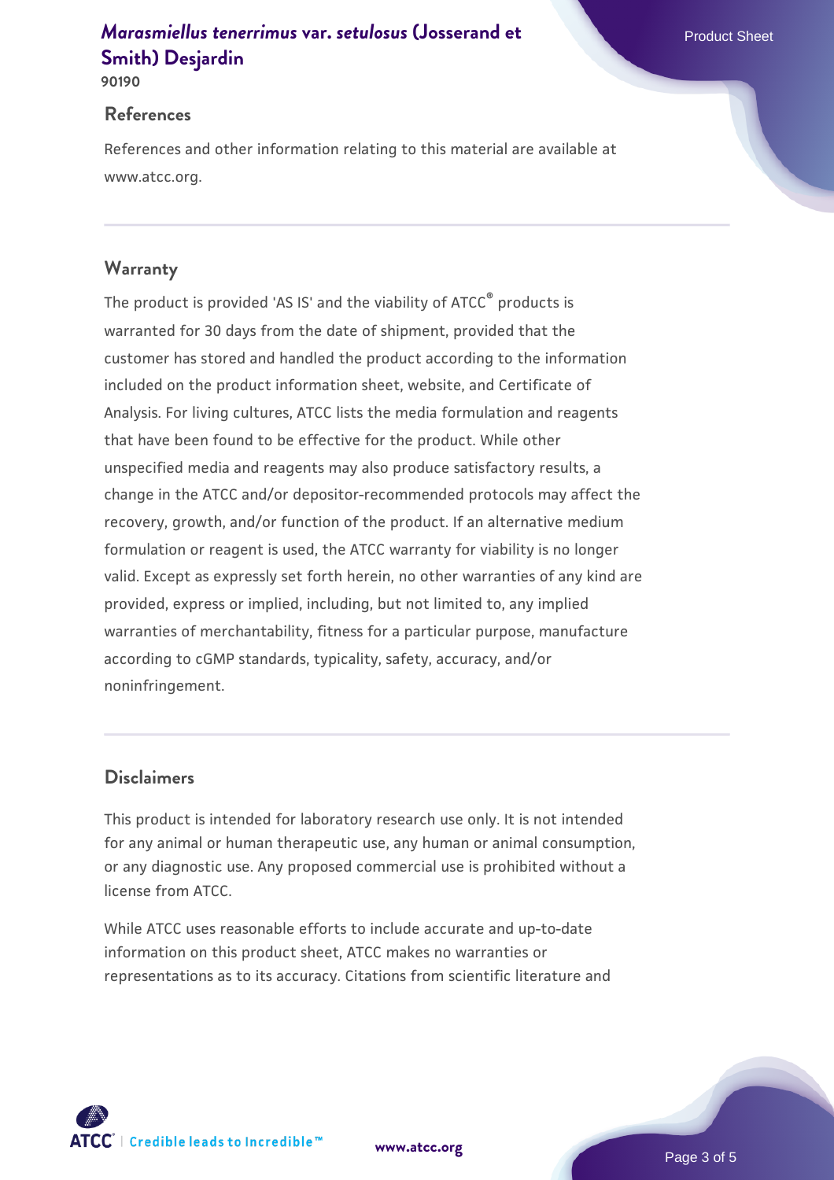## References

References and other information relating to this material are available at www.atcc.org.

## Warranty

The product is provided 'AS IS' and the viability of ATCC® products is warranted for 30 days from the date of shipment, provided that the customer has stored and handled the product according to the information included on the product information sheet, website, and Certificate of Analysis. For living cultures, ATCC lists the media formulation and reagents that have been found to be effective for the product. While other unspecified media and reagents may also produce satisfactory results, a change in the ATCC and/or depositor-recommended protocols may affect the recovery, growth, and/or function of the product. If an alternative medium formulation or reagent is used, the ATCC warranty for viability is no longer valid. Except as expressly set forth herein, no other warranties of any kind are provided, express or implied, including, but not limited to, any implied warranties of merchantability, fitness for a particular purpose, manufacture according to cGMP standards, typicality, safety, accuracy, and/or noninfringement.

## Disclaimers

This product is intended for laboratory research use only. It is not intended for any animal or human therapeutic use, any human or animal consumption, or any diagnostic use. Any proposed commercial use is prohibited without a license from ATCC.

While ATCC uses reasonable efforts to include accurate and up-to-date information on this product sheet, ATCC makes no warranties or representations as to its accuracy. Citations from scientific literature and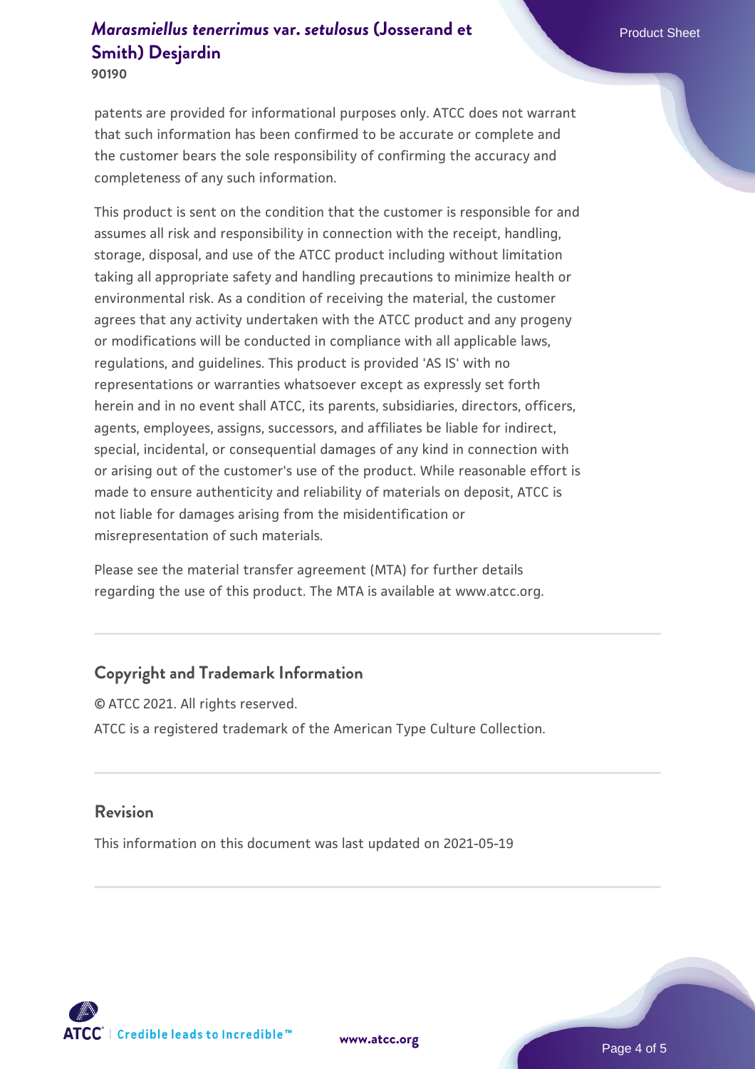patents are provided for informational purposes only. ATCC does not warrant that such information has been confirmed to be accurate or complete and the customer bears the sole responsibility of confirming the accuracy and completeness of any such information.

This product is sent on the condition that the customer is responsible for and assumes all risk and responsibility in connection with the receipt, handling, storage, disposal, and use of the ATCC product including without limitation taking all appropriate safety and handling precautions to minimize health or environmental risk. As a condition of receiving the material, the customer agrees that any activity undertaken with the ATCC product and any progeny or modifications will be conducted in compliance with all applicable laws, regulations, and guidelines. This product is provided 'AS IS' with no representations or warranties whatsoever except as expressly set forth herein and in no event shall ATCC, its parents, subsidiaries, directors, officers, agents, employees, assigns, successors, and affiliates be liable for indirect, special, incidental, or consequential damages of any kind in connection with or arising out of the customer's use of the product. While reasonable effort is made to ensure authenticity and reliability of materials on deposit, ATCC is not liable for damages arising from the misidentification or misrepresentation of such materials.

Please see the material transfer agreement (MTA) for further details regarding the use of this product. The MTA is available at www.atcc.org.

## Copyright and Trademark Information

© ATCC 2021. All rights reserved.

ATCC is a registered trademark of the American Type Culture Collection.

## Revision

This information on this document was last updated on 2021-05-19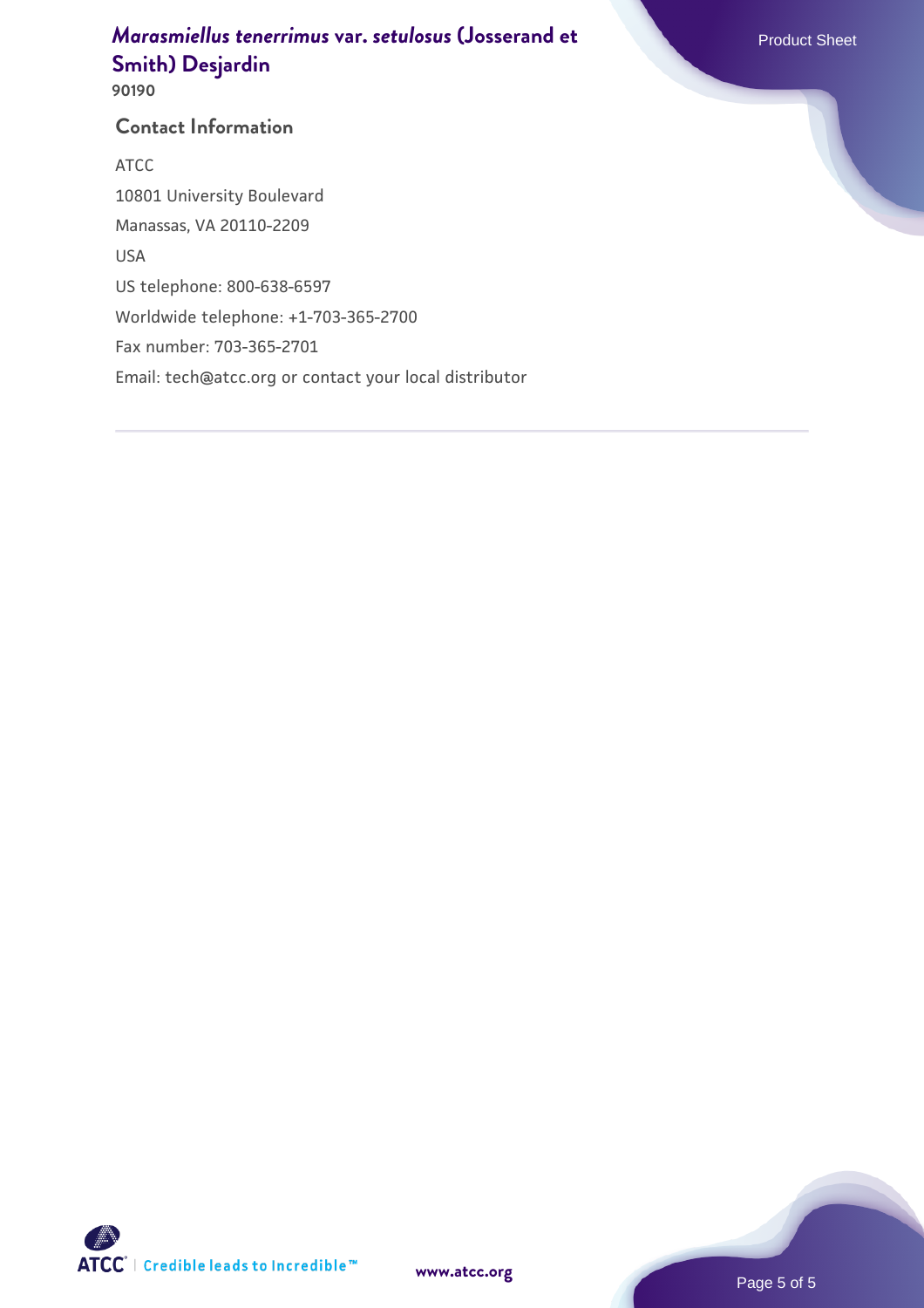## Contact Information

ATCC

10801 University Boulevard

Manassas, VA 20110-2209

USA

US telephone: 800-638-6597

Worldwide telephone: +1-703-365-2700

Fax number: 703-365-2701

Email: tech@atcc.org or contact your local distributor